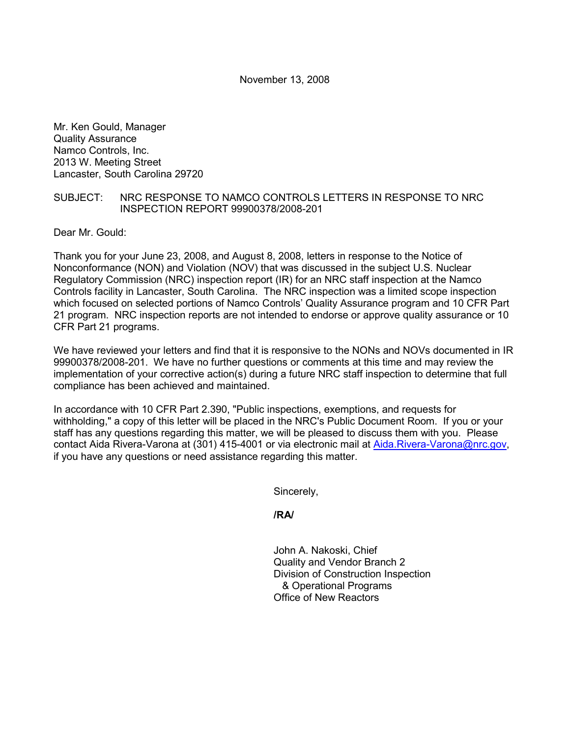November 13, 2008

Mr. Ken Gould, Manager
Quality Assurance
Namco Controls, Inc.
2013 W. Meeting Street
Lancaster, South Carolina 29720

SUBJECT: NRC RESPONSE TO NAMCO CONTROLS LETTERS IN RESPONSE TO NRC INSPECTION REPORT 99900378/2008-201

Dear Mr. Gould:

Thank you for your June 23, 2008, and August 8, 2008, letters in response to the Notice of Nonconformance (NON) and Violation (NOV) that was discussed in the subject U.S. Nuclear Regulatory Commission (NRC) inspection report (IR) for an NRC staff inspection at the Namco Controls facility in Lancaster, South Carolina. The NRC inspection was a limited scope inspection which focused on selected portions of Namco Controls' Quality Assurance program and 10 CFR Part 21 program. NRC inspection reports are not intended to endorse or approve quality assurance or 10 CFR Part 21 programs.

We have reviewed your letters and find that it is responsive to the NONs and NOVs documented in IR 99900378/2008-201. We have no further questions or comments at this time and may review the implementation of your corrective action(s) during a future NRC staff inspection to determine that full compliance has been achieved and maintained.

In accordance with 10 CFR Part 2.390, "Public inspections, exemptions, and requests for withholding," a copy of this letter will be placed in the NRC's Public Document Room. If you or your staff has any questions regarding this matter, we will be pleased to discuss them with you. Please contact Aida Rivera-Varona at (301) 415-4001 or via electronic mail at Aida.Rivera-Varona@nrc.gov, if you have any questions or need assistance regarding this matter.

Sincerely,

**/RA/**

John A. Nakoski, Chief
Quality and Vendor Branch 2
Division of Construction Inspection
& Operational Programs
Office of New Reactors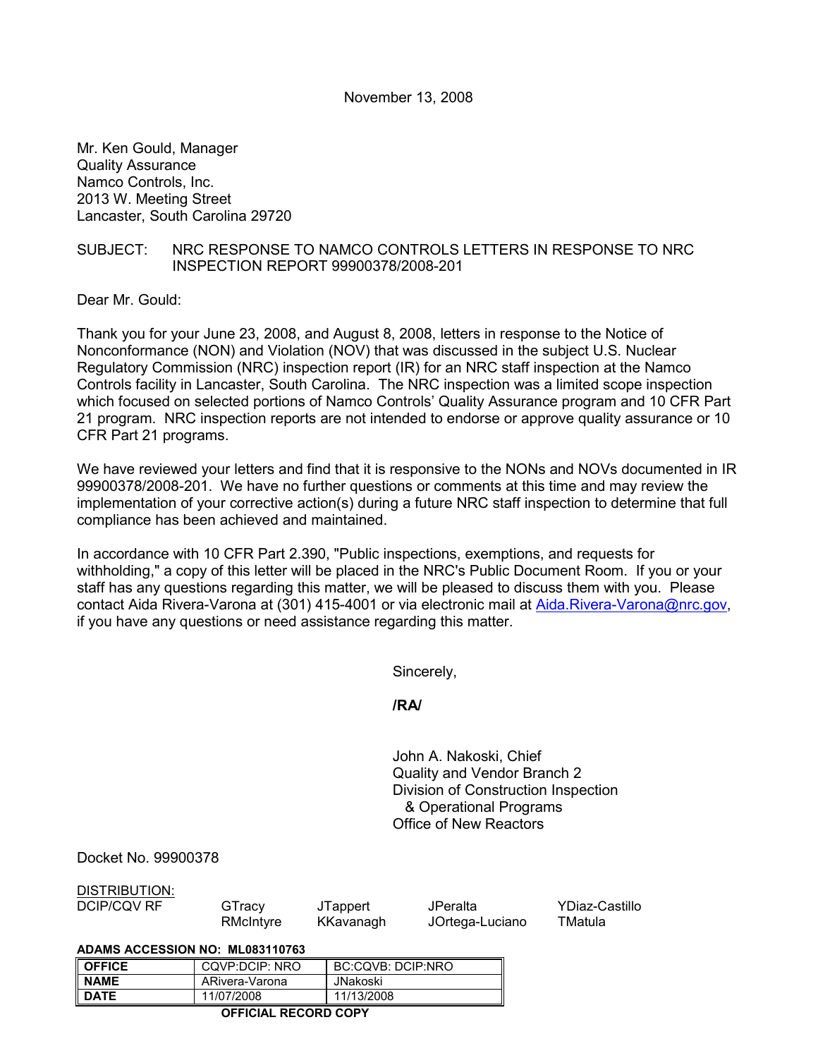November 13, 2008

Mr. Ken Gould, Manager
Quality Assurance
Namco Controls, Inc.
2013 W. Meeting Street
Lancaster, South Carolina 29720

SUBJECT: NRC RESPONSE TO NAMCO CONTROLS LETTERS IN RESPONSE TO NRC INSPECTION REPORT 99900378/2008-201

Dear Mr. Gould:

Thank you for your June 23, 2008, and August 8, 2008, letters in response to the Notice of Nonconformance (NON) and Violation (NOV) that was discussed in the subject U.S. Nuclear Regulatory Commission (NRC) inspection report (IR) for an NRC staff inspection at the Namco Controls facility in Lancaster, South Carolina. The NRC inspection was a limited scope inspection which focused on selected portions of Namco Controls' Quality Assurance program and 10 CFR Part 21 program. NRC inspection reports are not intended to endorse or approve quality assurance or 10 CFR Part 21 programs.

We have reviewed your letters and find that it is responsive to the NONs and NOVs documented in IR 99900378/2008-201. We have no further questions or comments at this time and may review the implementation of your corrective action(s) during a future NRC staff inspection to determine that full compliance has been achieved and maintained.

In accordance with 10 CFR Part 2.390, "Public inspections, exemptions, and requests for withholding," a copy of this letter will be placed in the NRC's Public Document Room. If you or your staff has any questions regarding this matter, we will be pleased to discuss them with you. Please contact Aida Rivera-Varona at (301) 415-4001 or via electronic mail at Aida.Rivera-Varona@nrc.gov, if you have any questions or need assistance regarding this matter.

Sincerely,

**/RA/**

John A. Nakoski, Chief
Quality and Vendor Branch 2
Division of Construction Inspection
& Operational Programs
Office of New Reactors

Docket No. 99900378

DISTRIBUTION:

| | | | | |
|---|---|---|---|---|
| DCIP/CQV RF | GTracy | JTappert | JPeralta | YDiaz-Castillo |
| | RMcIntyre | KKavanagh | JOrtega-Luciano | TMatula |

**ADAMS ACCESSION NO: ML083110763**

| **OFFICE** | CQVP:DCIP: NRO | BC:CQVB: DCIP:NRO |
|---|---|---|
| **NAME** | ARivera-Varona | JNakoski |
| **DATE** | 11/07/2008 | 11/13/2008 |

**OFFICIAL RECORD COPY**